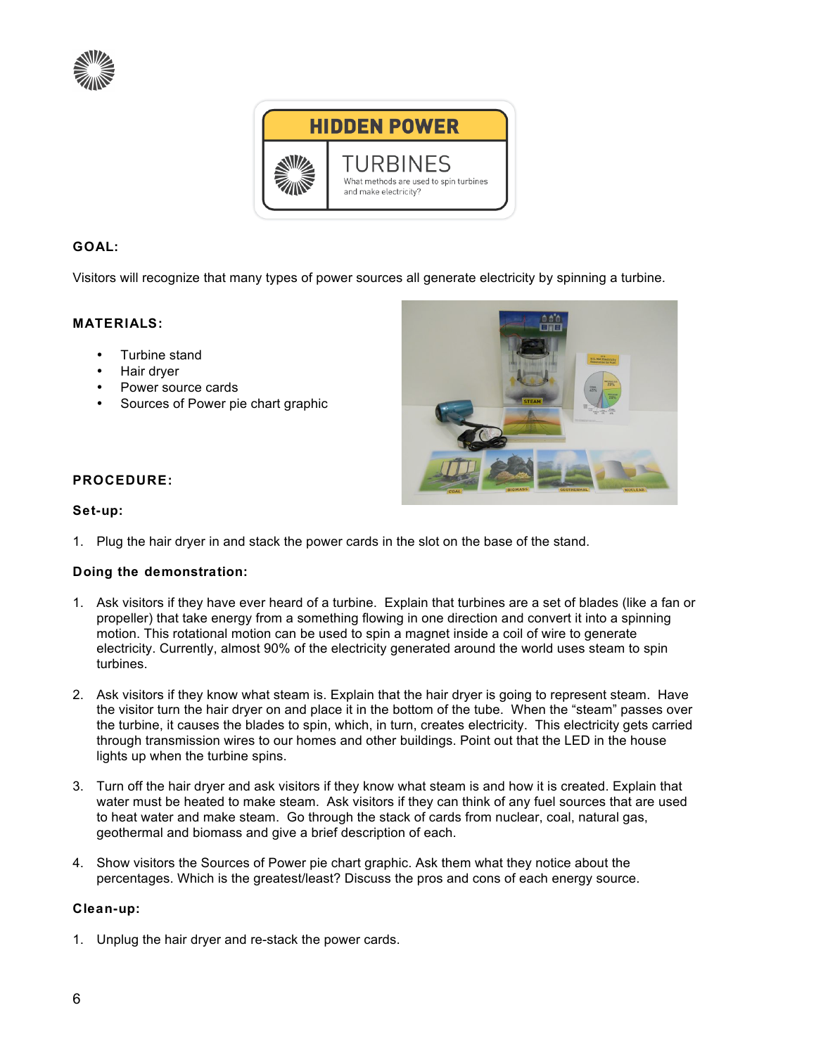# HIDDEN POWER

## TURBINES

What methods are used to spin turbines and make electricity?

**GOAL:**

Visitors will recognize that many types of power sources all generate electricity by spinning a turbine.

**MATERIALS:**

- Turbine stand
- Hair dryer
- Power source cards
- Sources of Power pie chart graphic

**PROCEDURE:**

**Set-up:**

1. Plug the hair dryer in and stack the power cards in the slot on the base of the stand.

**Doing the demonstration:**

1. Ask visitors if they have ever heard of a turbine. Explain that turbines are a set of blades (like a fan or propeller) that take energy from a something flowing in one direction and convert it into a spinning motion. This rotational motion can be used to spin a magnet inside a coil of wire to generate electricity. Currently, almost 90% of the electricity generated around the world uses steam to spin turbines.

2. Ask visitors if they know what steam is. Explain that the hair dryer is going to represent steam. Have the visitor turn the hair dryer on and place it in the bottom of the tube. When the “steam” passes over the turbine, it causes the blades to spin, which, in turn, creates electricity. This electricity gets carried through transmission wires to our homes and other buildings. Point out that the LED in the house lights up when the turbine spins.

3. Turn off the hair dryer and ask visitors if they know what steam is and how it is created. Explain that water must be heated to make steam. Ask visitors if they can think of any fuel sources that are used to heat water and make steam. Go through the stack of cards from nuclear, coal, natural gas, geothermal and biomass and give a brief description of each.

4. Show visitors the Sources of Power pie chart graphic. Ask them what they notice about the percentages. Which is the greatest/least? Discuss the pros and cons of each energy source.

**Clean-up:**

1. Unplug the hair dryer and re-stack the power cards.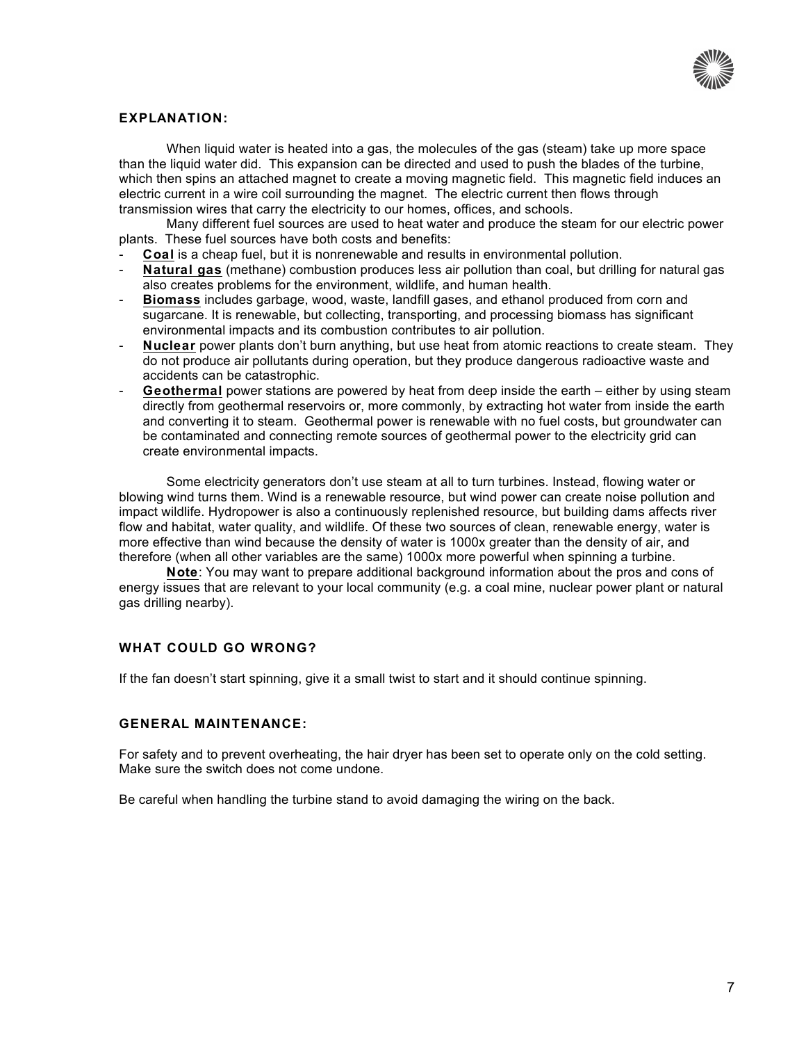## EXPLANATION:

When liquid water is heated into a gas, the molecules of the gas (steam) take up more space than the liquid water did. This expansion can be directed and used to push the blades of the turbine, which then spins an attached magnet to create a moving magnetic field. This magnetic field induces an electric current in a wire coil surrounding the magnet. The electric current then flows through transmission wires that carry the electricity to our homes, offices, and schools.

Many different fuel sources are used to heat water and produce the steam for our electric power plants. These fuel sources have both costs and benefits:

- **Coal** is a cheap fuel, but it is nonrenewable and results in environmental pollution.
- **Natural gas** (methane) combustion produces less air pollution than coal, but drilling for natural gas also creates problems for the environment, wildlife, and human health.
- **Biomass** includes garbage, wood, waste, landfill gases, and ethanol produced from corn and sugarcane. It is renewable, but collecting, transporting, and processing biomass has significant environmental impacts and its combustion contributes to air pollution.
- **Nuclear** power plants don't burn anything, but use heat from atomic reactions to create steam. They do not produce air pollutants during operation, but they produce dangerous radioactive waste and accidents can be catastrophic.
- **Geothermal** power stations are powered by heat from deep inside the earth – either by using steam directly from geothermal reservoirs or, more commonly, by extracting hot water from inside the earth and converting it to steam. Geothermal power is renewable with no fuel costs, but groundwater can be contaminated and connecting remote sources of geothermal power to the electricity grid can create environmental impacts.

Some electricity generators don't use steam at all to turn turbines. Instead, flowing water or blowing wind turns them. Wind is a renewable resource, but wind power can create noise pollution and impact wildlife. Hydropower is also a continuously replenished resource, but building dams affects river flow and habitat, water quality, and wildlife. Of these two sources of clean, renewable energy, water is more effective than wind because the density of water is 1000x greater than the density of air, and therefore (when all other variables are the same) 1000x more powerful when spinning a turbine.

**Note**: You may want to prepare additional background information about the pros and cons of energy issues that are relevant to your local community (e.g. a coal mine, nuclear power plant or natural gas drilling nearby).

## WHAT COULD GO WRONG?

If the fan doesn't start spinning, give it a small twist to start and it should continue spinning.

## GENERAL MAINTENANCE:

For safety and to prevent overheating, the hair dryer has been set to operate only on the cold setting. Make sure the switch does not come undone.

Be careful when handling the turbine stand to avoid damaging the wiring on the back.